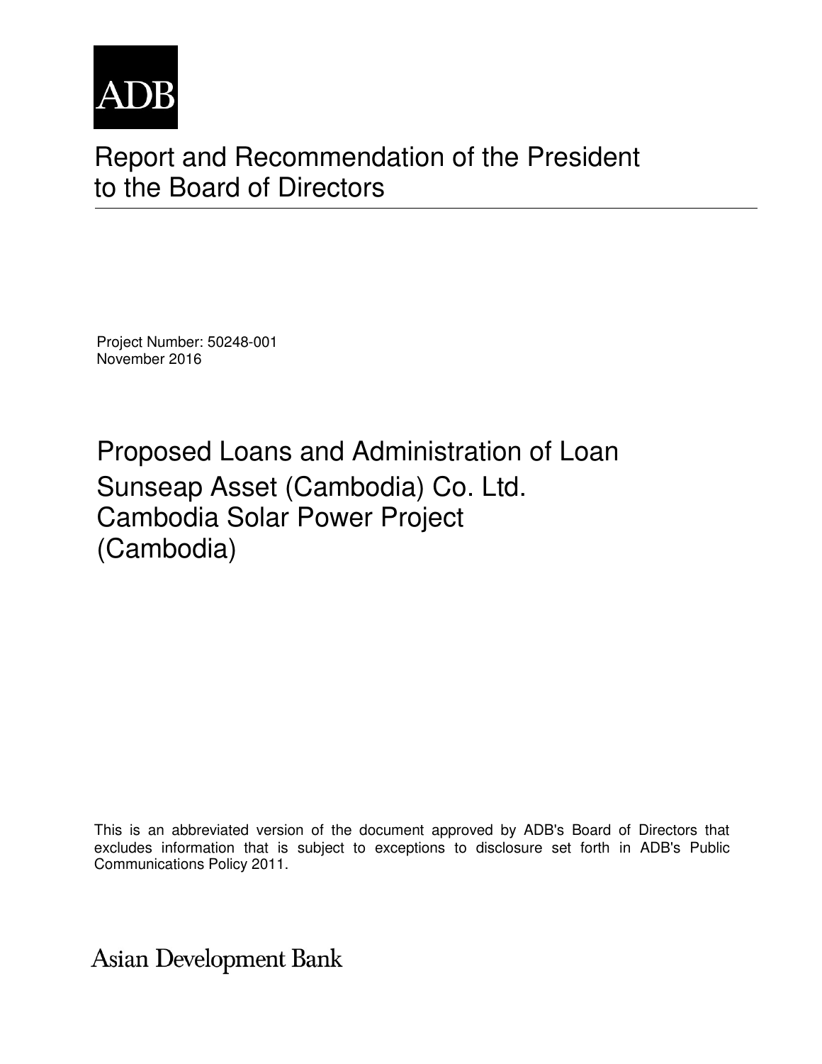ADB

# Report and Recommendation of the President to the Board of Directors

Project Number: 50248-001
November 2016

## Proposed Loans and Administration of Loan
## Sunseap Asset (Cambodia) Co. Ltd.
## Cambodia Solar Power Project
## (Cambodia)

This is an abbreviated version of the document approved by ADB's Board of Directors that excludes information that is subject to exceptions to disclosure set forth in ADB's Public Communications Policy 2011.

Asian Development Bank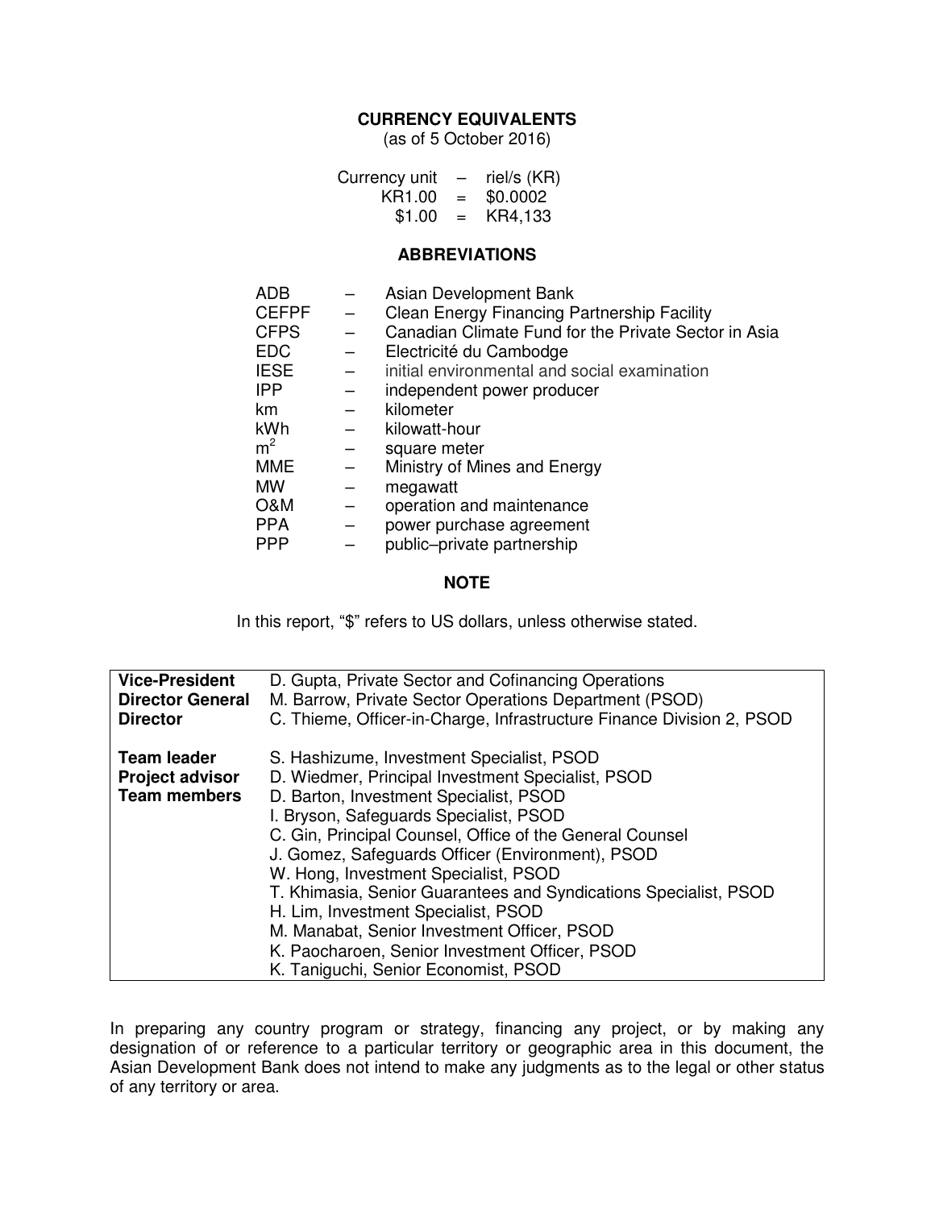## CURRENCY EQUIVALENTS

(as of 5 October 2016)

| | | |
|---|---|---|
| Currency unit | – | riel/s (KR) |
| KR1.00 | = | $0.0002 |
| $1.00 | = | KR4,133 |

## ABBREVIATIONS

| | | |
|---|---|---|
| ADB | – | Asian Development Bank |
| CEFPF | – | Clean Energy Financing Partnership Facility |
| CFPS | – | Canadian Climate Fund for the Private Sector in Asia |
| EDC | – | Electricité du Cambodge |
| IESE | – | initial environmental and social examination |
| IPP | – | independent power producer |
| km | – | kilometer |
| kWh | – | kilowatt-hour |
| $m^2$ | – | square meter |
| MME | – | Ministry of Mines and Energy |
| MW | – | megawatt |
| O&M | – | operation and maintenance |
| PPA | – | power purchase agreement |
| PPP | – | public–private partnership |

## NOTE

In this report, "$" refers to US dollars, unless otherwise stated.

| | |
|---|---|
| **Vice-President** | D. Gupta, Private Sector and Cofinancing Operations |
| **Director General** | M. Barrow, Private Sector Operations Department (PSOD) |
| **Director** | C. Thieme, Officer-in-Charge, Infrastructure Finance Division 2, PSOD |
| | |
| **Team leader** | S. Hashizume, Investment Specialist, PSOD |
| **Project advisor** | D. Wiedmer, Principal Investment Specialist, PSOD |
| **Team members** | D. Barton, Investment Specialist, PSOD |
| | I. Bryson, Safeguards Specialist, PSOD |
| | C. Gin, Principal Counsel, Office of the General Counsel |
| | J. Gomez, Safeguards Officer (Environment), PSOD |
| | W. Hong, Investment Specialist, PSOD |
| | T. Khimasia, Senior Guarantees and Syndications Specialist, PSOD |
| | H. Lim, Investment Specialist, PSOD |
| | M. Manabat, Senior Investment Officer, PSOD |
| | K. Paocharoen, Senior Investment Officer, PSOD |
| | K. Taniguchi, Senior Economist, PSOD |

In preparing any country program or strategy, financing any project, or by making any designation of or reference to a particular territory or geographic area in this document, the Asian Development Bank does not intend to make any judgments as to the legal or other status of any territory or area.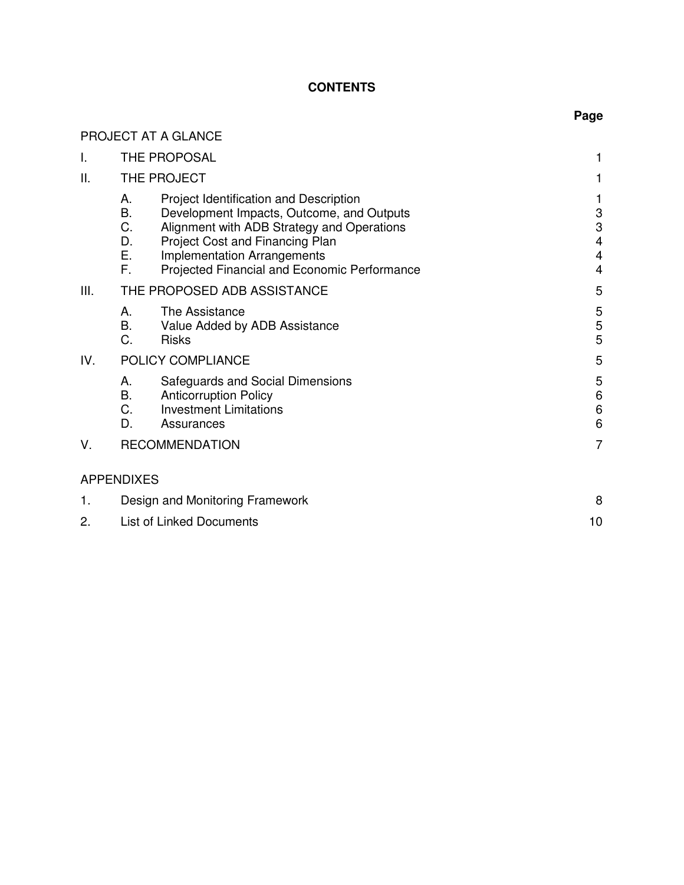# CONTENTS

| | | | Page |
|---|---|---|---|
| PROJECT AT A GLANCE | | | |
| I. | THE PROPOSAL | | 1 |
| II. | THE PROJECT | | 1 |
| | A. | Project Identification and Description | 1 |
| | B. | Development Impacts, Outcome, and Outputs | 3 |
| | C. | Alignment with ADB Strategy and Operations | 3 |
| | D. | Project Cost and Financing Plan | 4 |
| | E. | Implementation Arrangements | 4 |
| | F. | Projected Financial and Economic Performance | 4 |
| III. | THE PROPOSED ADB ASSISTANCE | | 5 |
| | A. | The Assistance | 5 |
| | B. | Value Added by ADB Assistance | 5 |
| | C. | Risks | 5 |
| IV. | POLICY COMPLIANCE | | 5 |
| | A. | Safeguards and Social Dimensions | 5 |
| | B. | Anticorruption Policy | 6 |
| | C. | Investment Limitations | 6 |
| | D. | Assurances | 6 |
| V. | RECOMMENDATION | | 7 |
| APPENDIXES | | | |
| 1. | Design and Monitoring Framework | | 8 |
| 2. | List of Linked Documents | | 10 |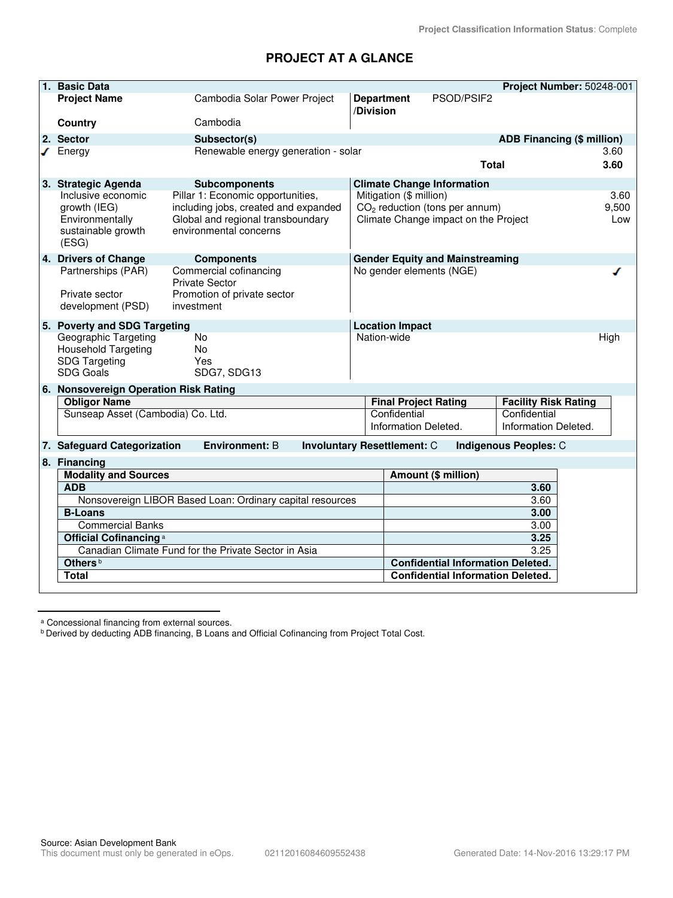Project Classification Information Status: Complete

# PROJECT AT A GLANCE

## 1. Basic Data

**Project Number:** 50248-001

| | | | |
|---|---|---|---|
| **Project Name** | Cambodia Solar Power Project | **Department /Division** | PSOD/PSIF2 |
| **Country** | Cambodia | | |

## 2. Sector

| **Sector** | **Subsector(s)** | **ADB Financing ($ million)** |
|---|---|---|
| ✓ Energy | Renewable energy generation - solar | 3.60 |
| | **Total** | **3.60** |

## 3. Strategic Agenda

| **Strategic Agenda** | **Subcomponents** |
|---|---|
| Inclusive economic growth (IEG) | Pillar 1: Economic opportunities, including jobs, created and expanded |
| Environmentally sustainable growth (ESG) | Global and regional transboundary environmental concerns |

**Climate Change Information**

| | |
|---|---|
| Mitigation ($ million) | 3.60 |
| $CO_2$ reduction (tons per annum) | 9,500 |
| Climate Change impact on the Project | Low |

## 4. Drivers of Change

| **Drivers of Change** | **Components** |
|---|---|
| Partnerships (PAR) | Commercial cofinancing<br>Private Sector |
| Private sector development (PSD) | Promotion of private sector investment |

**Gender Equity and Mainstreaming**

| | |
|---|---|
| No gender elements (NGE) | ✓ |

## 5. Poverty and SDG Targeting

| | |
|---|---|
| Geographic Targeting | No |
| Household Targeting | No |
| SDG Targeting | Yes |
| SDG Goals | SDG7, SDG13 |

**Location Impact**

| | |
|---|---|
| Nation-wide | High |

## 6. Nonsovereign Operation Risk Rating

| **Obligor Name** | **Final Project Rating** | **Facility Risk Rating** |
|---|---|---|
| Sunseap Asset (Cambodia) Co. Ltd. | Confidential Information Deleted. | Confidential Information Deleted. |

## 7. Safeguard Categorization

**Environment:** B **Involuntary Resettlement:** C **Indigenous Peoples:** C

## 8. Financing

| **Modality and Sources** | **Amount ($ million)** |
|---|---|
| **ADB** | **3.60** |
| Nonsovereign LIBOR Based Loan: Ordinary capital resources | 3.60 |
| **B-Loans** | **3.00** |
| Commercial Banks | 3.00 |
| **Official Cofinancing** [a] | **3.25** |
| Canadian Climate Fund for the Private Sector in Asia | 3.25 |
| **Others** [b] | **Confidential Information Deleted.** |
| **Total** | **Confidential Information Deleted.** |

---

[a] Concessional financing from external sources.

[b] Derived by deducting ADB financing, B Loans and Official Cofinancing from Project Total Cost.

Source: Asian Development Bank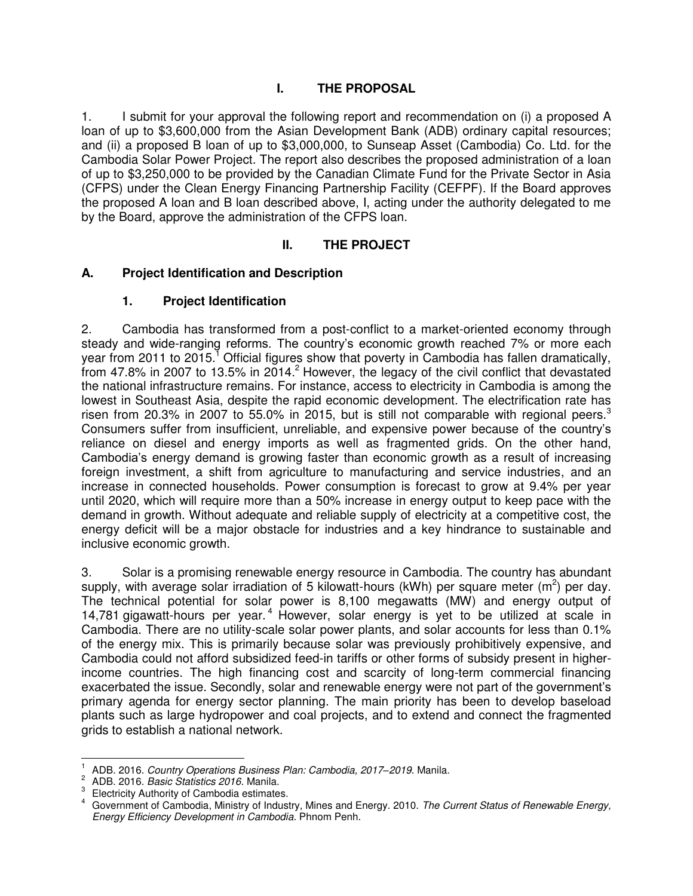# I. THE PROPOSAL

1. I submit for your approval the following report and recommendation on (i) a proposed A loan of up to $3,600,000 from the Asian Development Bank (ADB) ordinary capital resources; and (ii) a proposed B loan of up to $3,000,000, to Sunseap Asset (Cambodia) Co. Ltd. for the Cambodia Solar Power Project. The report also describes the proposed administration of a loan of up to $3,250,000 to be provided by the Canadian Climate Fund for the Private Sector in Asia (CFPS) under the Clean Energy Financing Partnership Facility (CEFPF). If the Board approves the proposed A loan and B loan described above, I, acting under the authority delegated to me by the Board, approve the administration of the CFPS loan.

# II. THE PROJECT

## A. Project Identification and Description

### 1. Project Identification

2. Cambodia has transformed from a post-conflict to a market-oriented economy through steady and wide-ranging reforms. The country's economic growth reached 7% or more each year from 2011 to 2015.[1] Official figures show that poverty in Cambodia has fallen dramatically, from 47.8% in 2007 to 13.5% in 2014.[2] However, the legacy of the civil conflict that devastated the national infrastructure remains. For instance, access to electricity in Cambodia is among the lowest in Southeast Asia, despite the rapid economic development. The electrification rate has risen from 20.3% in 2007 to 55.0% in 2015, but is still not comparable with regional peers.[3] Consumers suffer from insufficient, unreliable, and expensive power because of the country's reliance on diesel and energy imports as well as fragmented grids. On the other hand, Cambodia's energy demand is growing faster than economic growth as a result of increasing foreign investment, a shift from agriculture to manufacturing and service industries, and an increase in connected households. Power consumption is forecast to grow at 9.4% per year until 2020, which will require more than a 50% increase in energy output to keep pace with the demand in growth. Without adequate and reliable supply of electricity at a competitive cost, the energy deficit will be a major obstacle for industries and a key hindrance to sustainable and inclusive economic growth.

3. Solar is a promising renewable energy resource in Cambodia. The country has abundant supply, with average solar irradiation of 5 kilowatt-hours (kWh) per square meter ($m^2$) per day. The technical potential for solar power is 8,100 megawatts (MW) and energy output of 14,781 gigawatt-hours per year.[4] However, solar energy is yet to be utilized at scale in Cambodia. There are no utility-scale solar power plants, and solar accounts for less than 0.1% of the energy mix. This is primarily because solar was previously prohibitively expensive, and Cambodia could not afford subsidized feed-in tariffs or other forms of subsidy present in higher-income countries. The high financing cost and scarcity of long-term commercial financing exacerbated the issue. Secondly, solar and renewable energy were not part of the government's primary agenda for energy sector planning. The main priority has been to develop baseload plants such as large hydropower and coal projects, and to extend and connect the fragmented grids to establish a national network.

---

[1] ADB. 2016. *Country Operations Business Plan: Cambodia, 2017–2019*. Manila.

[2] ADB. 2016. *Basic Statistics 2016*. Manila.

[3] Electricity Authority of Cambodia estimates.

[4] Government of Cambodia, Ministry of Industry, Mines and Energy. 2010. *The Current Status of Renewable Energy, Energy Efficiency Development in Cambodia*. Phnom Penh.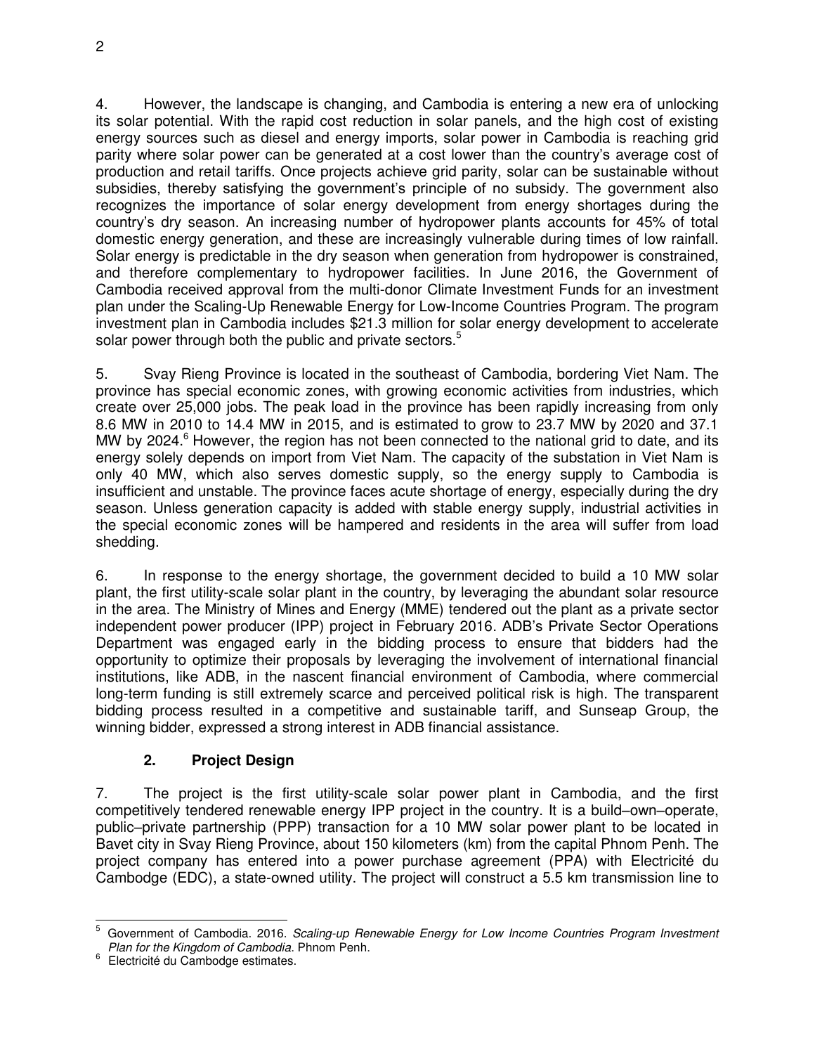4. However, the landscape is changing, and Cambodia is entering a new era of unlocking its solar potential. With the rapid cost reduction in solar panels, and the high cost of existing energy sources such as diesel and energy imports, solar power in Cambodia is reaching grid parity where solar power can be generated at a cost lower than the country's average cost of production and retail tariffs. Once projects achieve grid parity, solar can be sustainable without subsidies, thereby satisfying the government's principle of no subsidy. The government also recognizes the importance of solar energy development from energy shortages during the country's dry season. An increasing number of hydropower plants accounts for 45% of total domestic energy generation, and these are increasingly vulnerable during times of low rainfall. Solar energy is predictable in the dry season when generation from hydropower is constrained, and therefore complementary to hydropower facilities. In June 2016, the Government of Cambodia received approval from the multi-donor Climate Investment Funds for an investment plan under the Scaling-Up Renewable Energy for Low-Income Countries Program. The program investment plan in Cambodia includes $21.3 million for solar energy development to accelerate solar power through both the public and private sectors.[5]

5. Svay Rieng Province is located in the southeast of Cambodia, bordering Viet Nam. The province has special economic zones, with growing economic activities from industries, which create over 25,000 jobs. The peak load in the province has been rapidly increasing from only 8.6 MW in 2010 to 14.4 MW in 2015, and is estimated to grow to 23.7 MW by 2020 and 37.1 MW by 2024.[6] However, the region has not been connected to the national grid to date, and its energy solely depends on import from Viet Nam. The capacity of the substation in Viet Nam is only 40 MW, which also serves domestic supply, so the energy supply to Cambodia is insufficient and unstable. The province faces acute shortage of energy, especially during the dry season. Unless generation capacity is added with stable energy supply, industrial activities in the special economic zones will be hampered and residents in the area will suffer from load shedding.

6. In response to the energy shortage, the government decided to build a 10 MW solar plant, the first utility-scale solar plant in the country, by leveraging the abundant solar resource in the area. The Ministry of Mines and Energy (MME) tendered out the plant as a private sector independent power producer (IPP) project in February 2016. ADB's Private Sector Operations Department was engaged early in the bidding process to ensure that bidders had the opportunity to optimize their proposals by leveraging the involvement of international financial institutions, like ADB, in the nascent financial environment of Cambodia, where commercial long-term funding is still extremely scarce and perceived political risk is high. The transparent bidding process resulted in a competitive and sustainable tariff, and Sunseap Group, the winning bidder, expressed a strong interest in ADB financial assistance.

### 2. Project Design

7. The project is the first utility-scale solar power plant in Cambodia, and the first competitively tendered renewable energy IPP project in the country. It is a build–own–operate, public–private partnership (PPP) transaction for a 10 MW solar power plant to be located in Bavet city in Svay Rieng Province, about 150 kilometers (km) from the capital Phnom Penh. The project company has entered into a power purchase agreement (PPA) with Electricité du Cambodge (EDC), a state-owned utility. The project will construct a 5.5 km transmission line to

---

[5] Government of Cambodia. 2016. *Scaling-up Renewable Energy for Low Income Countries Program Investment Plan for the Kingdom of Cambodia*. Phnom Penh.

[6] Electricité du Cambodge estimates.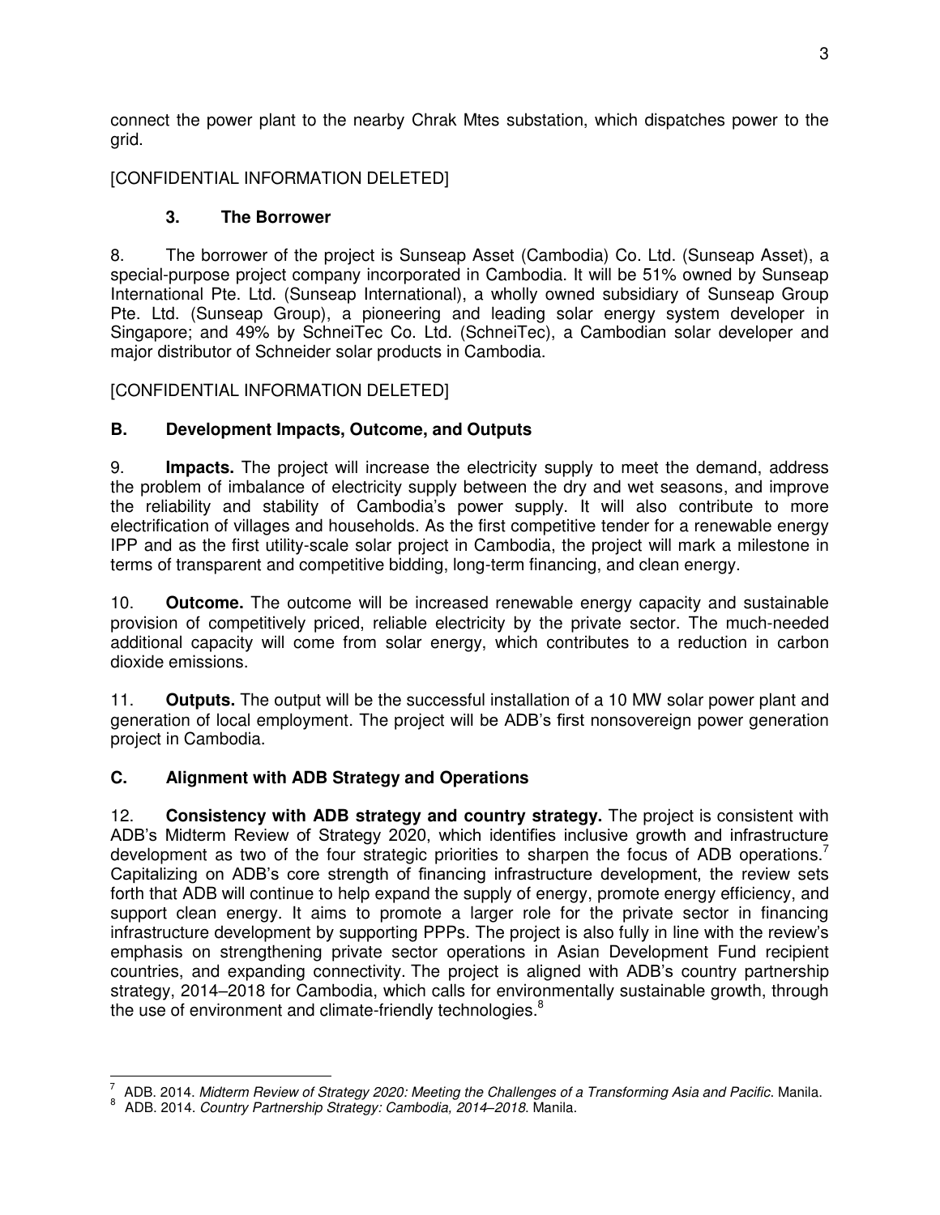connect the power plant to the nearby Chrak Mtes substation, which dispatches power to the grid.

[CONFIDENTIAL INFORMATION DELETED]

### 3. The Borrower

8. The borrower of the project is Sunseap Asset (Cambodia) Co. Ltd. (Sunseap Asset), a special-purpose project company incorporated in Cambodia. It will be 51% owned by Sunseap International Pte. Ltd. (Sunseap International), a wholly owned subsidiary of Sunseap Group Pte. Ltd. (Sunseap Group), a pioneering and leading solar energy system developer in Singapore; and 49% by SchneiTec Co. Ltd. (SchneiTec), a Cambodian solar developer and major distributor of Schneider solar products in Cambodia.

[CONFIDENTIAL INFORMATION DELETED]

## B. Development Impacts, Outcome, and Outputs

9. **Impacts.** The project will increase the electricity supply to meet the demand, address the problem of imbalance of electricity supply between the dry and wet seasons, and improve the reliability and stability of Cambodia's power supply. It will also contribute to more electrification of villages and households. As the first competitive tender for a renewable energy IPP and as the first utility-scale solar project in Cambodia, the project will mark a milestone in terms of transparent and competitive bidding, long-term financing, and clean energy.

10. **Outcome.** The outcome will be increased renewable energy capacity and sustainable provision of competitively priced, reliable electricity by the private sector. The much-needed additional capacity will come from solar energy, which contributes to a reduction in carbon dioxide emissions.

11. **Outputs.** The output will be the successful installation of a 10 MW solar power plant and generation of local employment. The project will be ADB's first nonsovereign power generation project in Cambodia.

## C. Alignment with ADB Strategy and Operations

12. **Consistency with ADB strategy and country strategy.** The project is consistent with ADB's Midterm Review of Strategy 2020, which identifies inclusive growth and infrastructure development as two of the four strategic priorities to sharpen the focus of ADB operations.[7] Capitalizing on ADB's core strength of financing infrastructure development, the review sets forth that ADB will continue to help expand the supply of energy, promote energy efficiency, and support clean energy. It aims to promote a larger role for the private sector in financing infrastructure development by supporting PPPs. The project is also fully in line with the review's emphasis on strengthening private sector operations in Asian Development Fund recipient countries, and expanding connectivity. The project is aligned with ADB's country partnership strategy, 2014–2018 for Cambodia, which calls for environmentally sustainable growth, through the use of environment and climate-friendly technologies.[8]

---

[7] ADB. 2014. *Midterm Review of Strategy 2020: Meeting the Challenges of a Transforming Asia and Pacific*. Manila.

[8] ADB. 2014. *Country Partnership Strategy: Cambodia, 2014–2018*. Manila.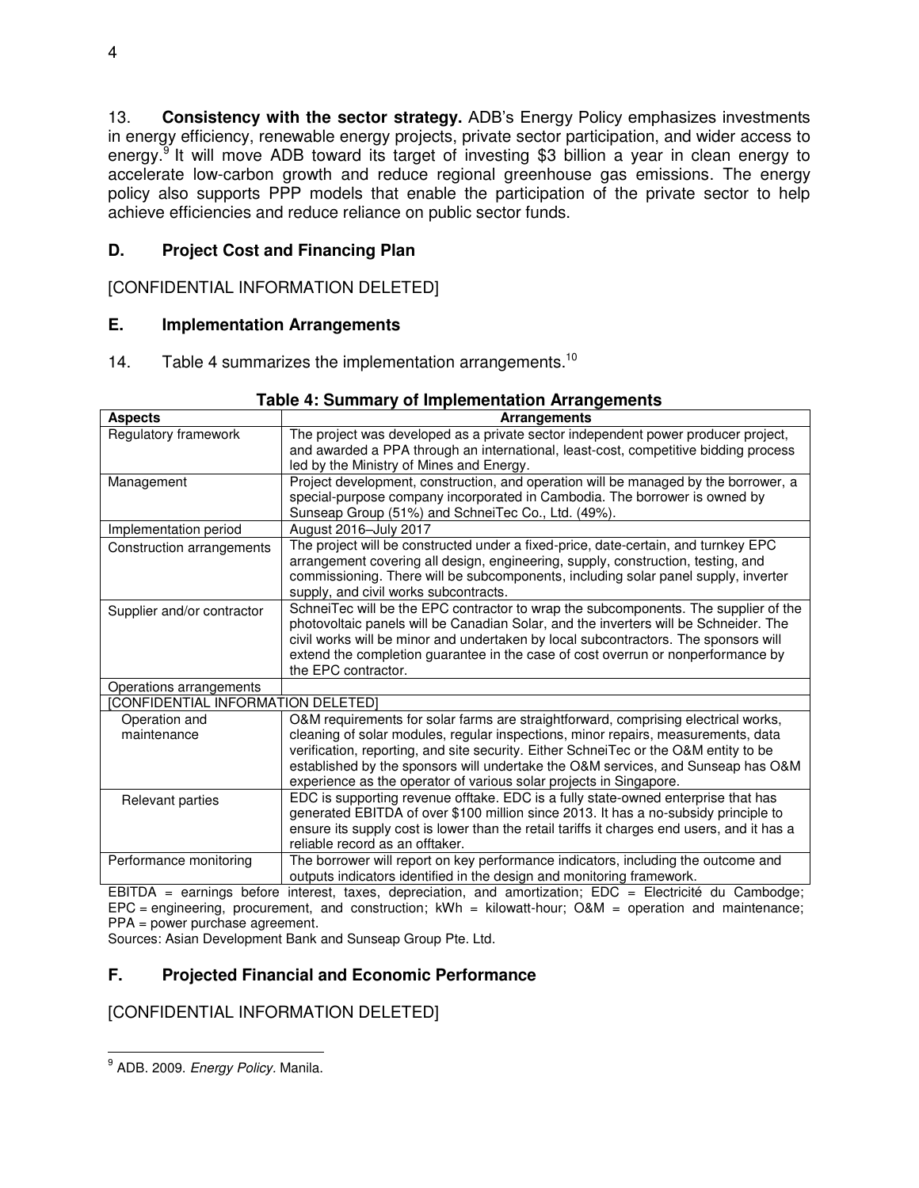13. **Consistency with the sector strategy.** ADB's Energy Policy emphasizes investments in energy efficiency, renewable energy projects, private sector participation, and wider access to energy.[9] It will move ADB toward its target of investing $3 billion a year in clean energy to accelerate low-carbon growth and reduce regional greenhouse gas emissions. The energy policy also supports PPP models that enable the participation of the private sector to help achieve efficiencies and reduce reliance on public sector funds.

## D. Project Cost and Financing Plan

[CONFIDENTIAL INFORMATION DELETED]

## E. Implementation Arrangements

14. Table 4 summarizes the implementation arrangements.[10]

**Table 4: Summary of Implementation Arrangements**

| Aspects | Arrangements |
|---|---|
| Regulatory framework | The project was developed as a private sector independent power producer project, and awarded a PPA through an international, least-cost, competitive bidding process led by the Ministry of Mines and Energy. |
| Management | Project development, construction, and operation will be managed by the borrower, a special-purpose company incorporated in Cambodia. The borrower is owned by Sunseap Group (51%) and SchneiTec Co., Ltd. (49%). |
| Implementation period | August 2016–July 2017 |
| Construction arrangements | The project will be constructed under a fixed-price, date-certain, and turnkey EPC arrangement covering all design, engineering, supply, construction, testing, and commissioning. There will be subcomponents, including solar panel supply, inverter supply, and civil works subcontracts. |
| Supplier and/or contractor | SchneiTec will be the EPC contractor to wrap the subcomponents. The supplier of the photovoltaic panels will be Canadian Solar, and the inverters will be Schneider. The civil works will be minor and undertaken by local subcontractors. The sponsors will extend the completion guarantee in the case of cost overrun or nonperformance by the EPC contractor. |
| Operations arrangements | |
| [CONFIDENTIAL INFORMATION DELETED] | |
| Operation and maintenance | O&M requirements for solar farms are straightforward, comprising electrical works, cleaning of solar modules, regular inspections, minor repairs, measurements, data verification, reporting, and site security. Either SchneiTec or the O&M entity to be established by the sponsors will undertake the O&M services, and Sunseap has O&M experience as the operator of various solar projects in Singapore. |
| Relevant parties | EDC is supporting revenue offtake. EDC is a fully state-owned enterprise that has generated EBITDA of over $100 million since 2013. It has a no-subsidy principle to ensure its supply cost is lower than the retail tariffs it charges end users, and it has a reliable record as an offtaker. |
| Performance monitoring | The borrower will report on key performance indicators, including the outcome and outputs indicators identified in the design and monitoring framework. |

EBITDA = earnings before interest, taxes, depreciation, and amortization; EDC = Electricité du Cambodge; EPC = engineering, procurement, and construction; kWh = kilowatt-hour; O&M = operation and maintenance; PPA = power purchase agreement.

Sources: Asian Development Bank and Sunseap Group Pte. Ltd.

## F. Projected Financial and Economic Performance

[CONFIDENTIAL INFORMATION DELETED]

---

[9] ADB. 2009. *Energy Policy*. Manila.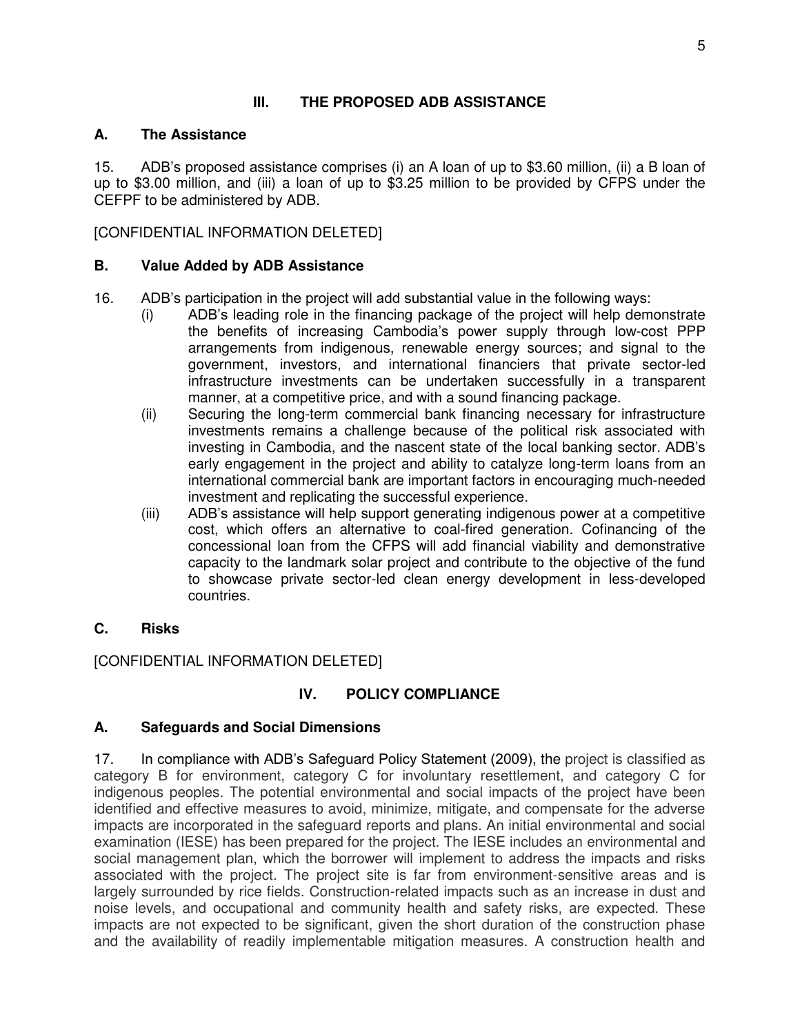## III. THE PROPOSED ADB ASSISTANCE

### A. The Assistance

15. ADB's proposed assistance comprises (i) an A loan of up to $3.60 million, (ii) a B loan of up to $3.00 million, and (iii) a loan of up to $3.25 million to be provided by CFPS under the CEFPF to be administered by ADB.

[CONFIDENTIAL INFORMATION DELETED]

### B. Value Added by ADB Assistance

16. ADB's participation in the project will add substantial value in the following ways:

(i) ADB's leading role in the financing package of the project will help demonstrate the benefits of increasing Cambodia's power supply through low-cost PPP arrangements from indigenous, renewable energy sources; and signal to the government, investors, and international financiers that private sector-led infrastructure investments can be undertaken successfully in a transparent manner, at a competitive price, and with a sound financing package.

(ii) Securing the long-term commercial bank financing necessary for infrastructure investments remains a challenge because of the political risk associated with investing in Cambodia, and the nascent state of the local banking sector. ADB's early engagement in the project and ability to catalyze long-term loans from an international commercial bank are important factors in encouraging much-needed investment and replicating the successful experience.

(iii) ADB's assistance will help support generating indigenous power at a competitive cost, which offers an alternative to coal-fired generation. Cofinancing of the concessional loan from the CFPS will add financial viability and demonstrative capacity to the landmark solar project and contribute to the objective of the fund to showcase private sector-led clean energy development in less-developed countries.

### C. Risks

[CONFIDENTIAL INFORMATION DELETED]

## IV. POLICY COMPLIANCE

### A. Safeguards and Social Dimensions

17. In compliance with ADB's Safeguard Policy Statement (2009), the project is classified as category B for environment, category C for involuntary resettlement, and category C for indigenous peoples. The potential environmental and social impacts of the project have been identified and effective measures to avoid, minimize, mitigate, and compensate for the adverse impacts are incorporated in the safeguard reports and plans. An initial environmental and social examination (IESE) has been prepared for the project. The IESE includes an environmental and social management plan, which the borrower will implement to address the impacts and risks associated with the project. The project site is far from environment-sensitive areas and is largely surrounded by rice fields. Construction-related impacts such as an increase in dust and noise levels, and occupational and community health and safety risks, are expected. These impacts are not expected to be significant, given the short duration of the construction phase and the availability of readily implementable mitigation measures. A construction health and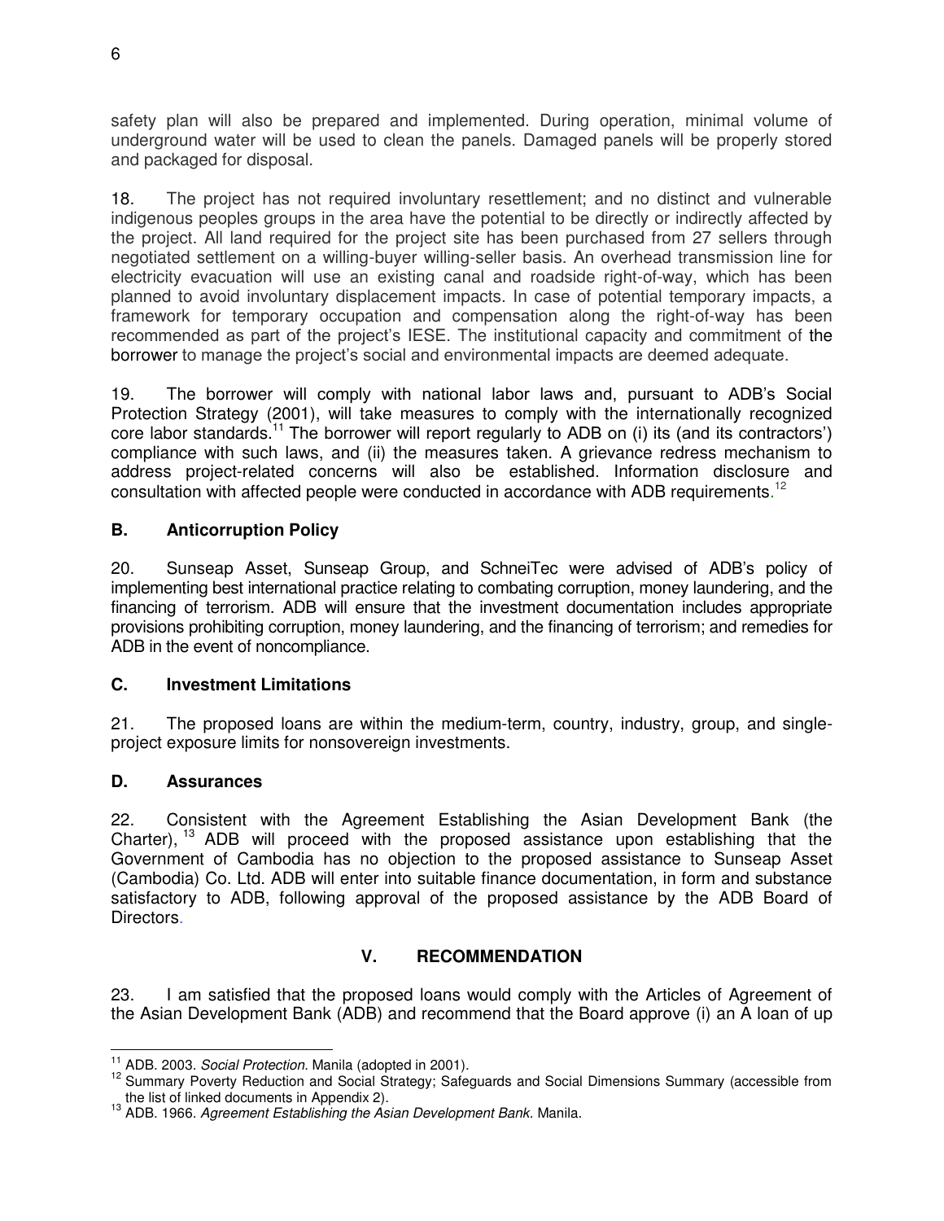safety plan will also be prepared and implemented. During operation, minimal volume of underground water will be used to clean the panels. Damaged panels will be properly stored and packaged for disposal.

18. The project has not required involuntary resettlement; and no distinct and vulnerable indigenous peoples groups in the area have the potential to be directly or indirectly affected by the project. All land required for the project site has been purchased from 27 sellers through negotiated settlement on a willing-buyer willing-seller basis. An overhead transmission line for electricity evacuation will use an existing canal and roadside right-of-way, which has been planned to avoid involuntary displacement impacts. In case of potential temporary impacts, a framework for temporary occupation and compensation along the right-of-way has been recommended as part of the project's IESE. The institutional capacity and commitment of the borrower to manage the project's social and environmental impacts are deemed adequate.

19. The borrower will comply with national labor laws and, pursuant to ADB's Social Protection Strategy (2001), will take measures to comply with the internationally recognized core labor standards.[11] The borrower will report regularly to ADB on (i) its (and its contractors') compliance with such laws, and (ii) the measures taken. A grievance redress mechanism to address project-related concerns will also be established. Information disclosure and consultation with affected people were conducted in accordance with ADB requirements.[12]

## B. Anticorruption Policy

20. Sunseap Asset, Sunseap Group, and SchneiTec were advised of ADB's policy of implementing best international practice relating to combating corruption, money laundering, and the financing of terrorism. ADB will ensure that the investment documentation includes appropriate provisions prohibiting corruption, money laundering, and the financing of terrorism; and remedies for ADB in the event of noncompliance.

## C. Investment Limitations

21. The proposed loans are within the medium-term, country, industry, group, and single-project exposure limits for nonsovereign investments.

## D. Assurances

22. Consistent with the Agreement Establishing the Asian Development Bank (the Charter),[13] ADB will proceed with the proposed assistance upon establishing that the Government of Cambodia has no objection to the proposed assistance to Sunseap Asset (Cambodia) Co. Ltd. ADB will enter into suitable finance documentation, in form and substance satisfactory to ADB, following approval of the proposed assistance by the ADB Board of Directors.

# V. RECOMMENDATION

23. I am satisfied that the proposed loans would comply with the Articles of Agreement of the Asian Development Bank (ADB) and recommend that the Board approve (i) an A loan of up

---

[11] ADB. 2003. *Social Protection.* Manila (adopted in 2001).

[12] Summary Poverty Reduction and Social Strategy; Safeguards and Social Dimensions Summary (accessible from the list of linked documents in Appendix 2).

[13] ADB. 1966. *Agreement Establishing the Asian Development Bank.* Manila.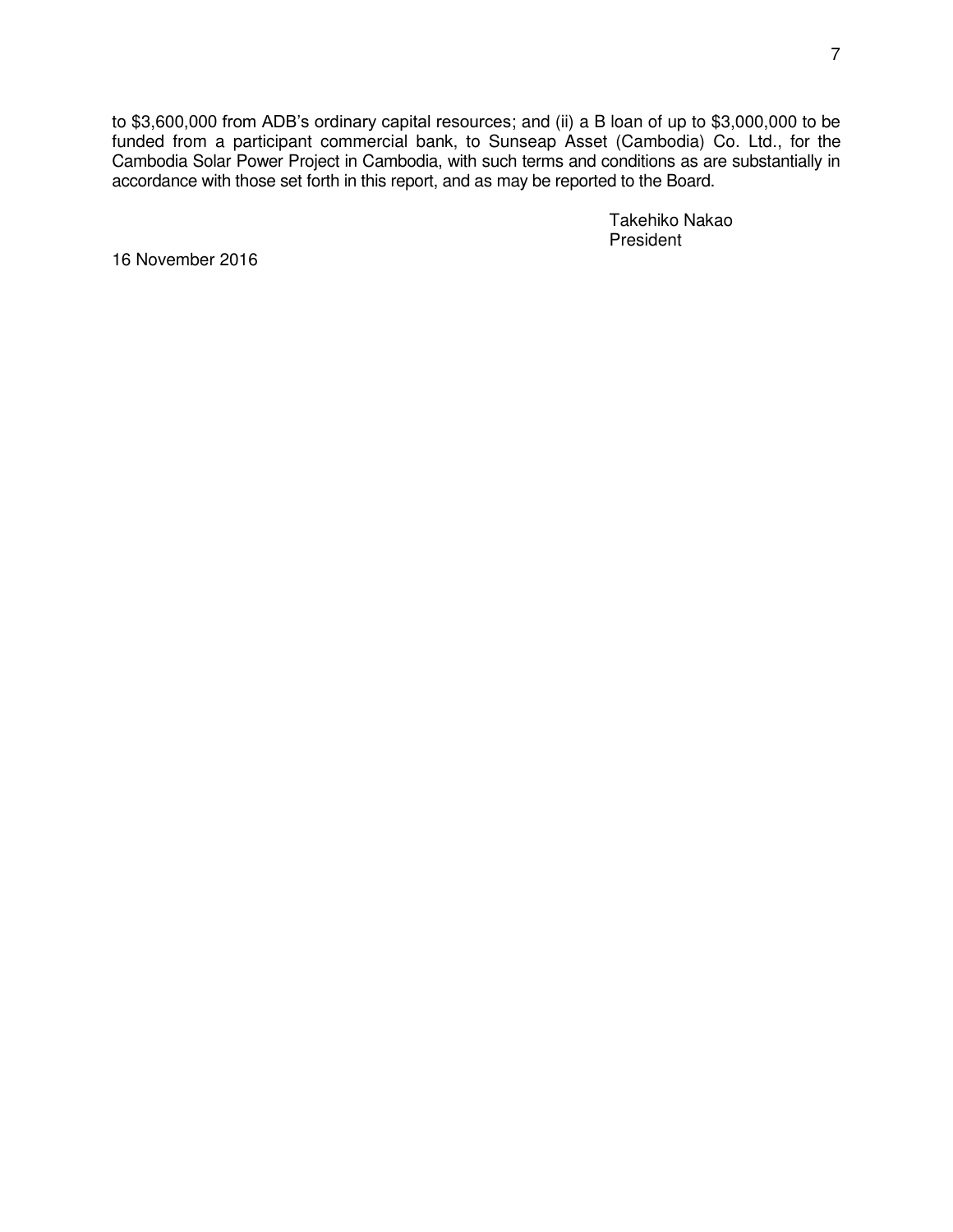to $3,600,000 from ADB's ordinary capital resources; and (ii) a B loan of up to $3,000,000 to be funded from a participant commercial bank, to Sunseap Asset (Cambodia) Co. Ltd., for the Cambodia Solar Power Project in Cambodia, with such terms and conditions as are substantially in accordance with those set forth in this report, and as may be reported to the Board.

Takehiko Nakao
President

16 November 2016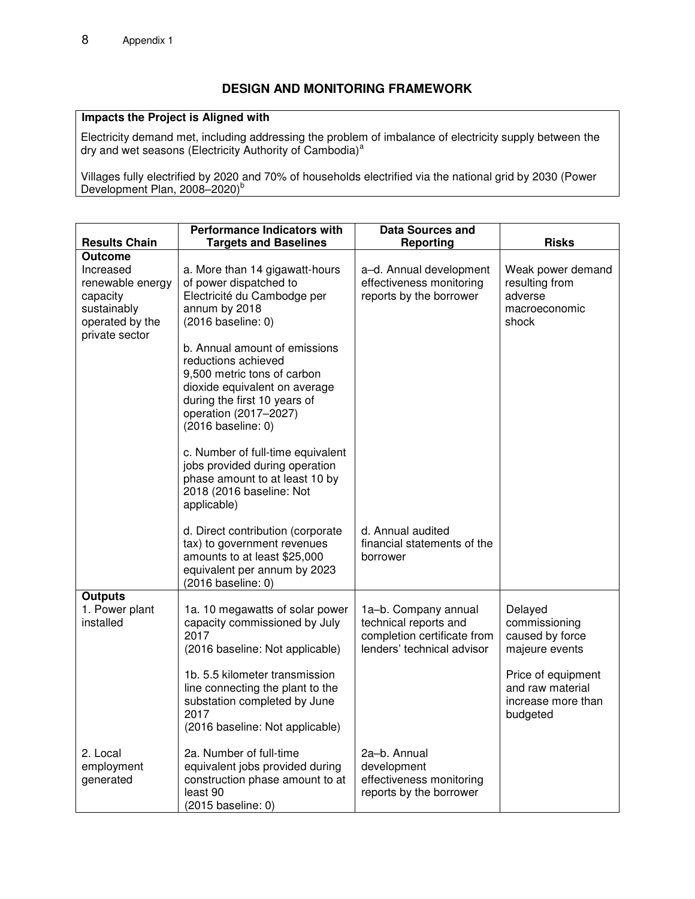## DESIGN AND MONITORING FRAMEWORK

| **Impacts the Project is Aligned with** |
|---|
| Electricity demand met, including addressing the problem of imbalance of electricity supply between the dry and wet seasons (Electricity Authority of Cambodia)[a]<br><br>Villages fully electrified by 2020 and 70% of households electrified via the national grid by 2030 (Power Development Plan, 2008–2020)[b] |

| Results Chain | Performance Indicators with Targets and Baselines | Data Sources and Reporting | Risks |
|---|---|---|---|
| **Outcome**<br>Increased renewable energy capacity sustainably operated by the private sector | a. More than 14 gigawatt-hours of power dispatched to Electricité du Cambodge per annum by 2018<br>(2016 baseline: 0)<br><br>b. Annual amount of emissions reductions achieved 9,500 metric tons of carbon dioxide equivalent on average during the first 10 years of operation (2017–2027)<br>(2016 baseline: 0)<br><br>c. Number of full-time equivalent jobs provided during operation phase amount to at least 10 by 2018 (2016 baseline: Not applicable) | a–d. Annual development effectiveness monitoring reports by the borrower | Weak power demand resulting from adverse macroeconomic shock |
| | d. Direct contribution (corporate tax) to government revenues amounts to at least $25,000 equivalent per annum by 2023<br>(2016 baseline: 0) | d. Annual audited financial statements of the borrower | |
| **Outputs**<br>1. Power plant installed | 1a. 10 megawatts of solar power capacity commissioned by July 2017<br>(2016 baseline: Not applicable)<br><br>1b. 5.5 kilometer transmission line connecting the plant to the substation completed by June 2017<br>(2016 baseline: Not applicable) | 1a–b. Company annual technical reports and completion certificate from lenders' technical advisor | Delayed commissioning caused by force majeure events<br><br>Price of equipment and raw material increase more than budgeted |
| 2. Local employment generated | 2a. Number of full-time equivalent jobs provided during construction phase amount to at least 90<br>(2015 baseline: 0) | 2a–b. Annual development effectiveness monitoring reports by the borrower | |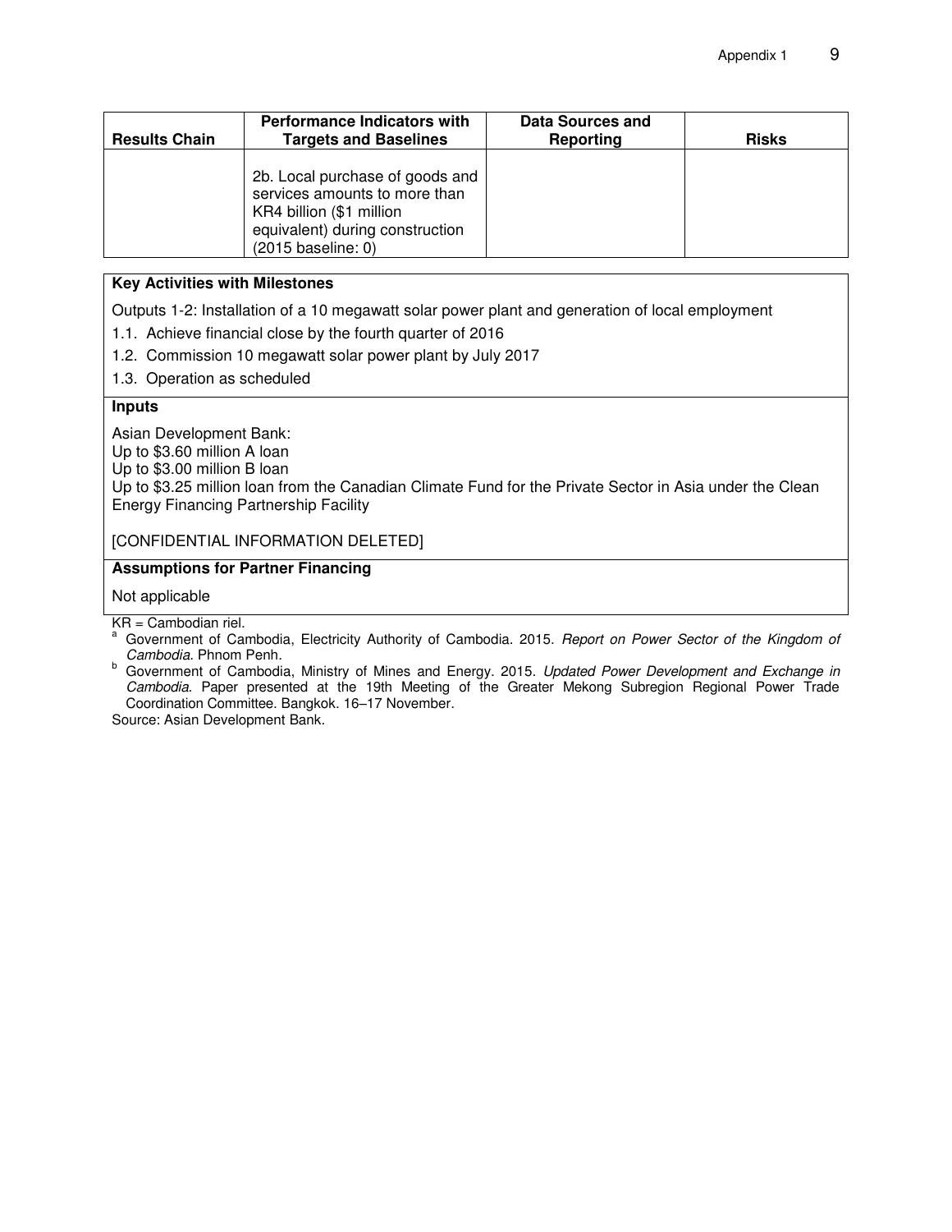| Results Chain | Performance Indicators with Targets and Baselines | Data Sources and Reporting | Risks |
| --- | --- | --- | --- |
| | 2b. Local purchase of goods and services amounts to more than KR4 billion ($1 million equivalent) during construction (2015 baseline: 0) | | |

**Key Activities with Milestones**

Outputs 1-2: Installation of a 10 megawatt solar power plant and generation of local employment

1.1. Achieve financial close by the fourth quarter of 2016
1.2. Commission 10 megawatt solar power plant by July 2017
1.3. Operation as scheduled

**Inputs**

Asian Development Bank:
Up to $3.60 million A loan
Up to $3.00 million B loan
Up to $3.25 million loan from the Canadian Climate Fund for the Private Sector in Asia under the Clean Energy Financing Partnership Facility

[CONFIDENTIAL INFORMATION DELETED]

**Assumptions for Partner Financing**

Not applicable

KR = Cambodian riel.

[a] Government of Cambodia, Electricity Authority of Cambodia. 2015. *Report on Power Sector of the Kingdom of Cambodia*. Phnom Penh.

[b] Government of Cambodia, Ministry of Mines and Energy. 2015. *Updated Power Development and Exchange in Cambodia*. Paper presented at the 19th Meeting of the Greater Mekong Subregion Regional Power Trade Coordination Committee. Bangkok. 16–17 November.

Source: Asian Development Bank.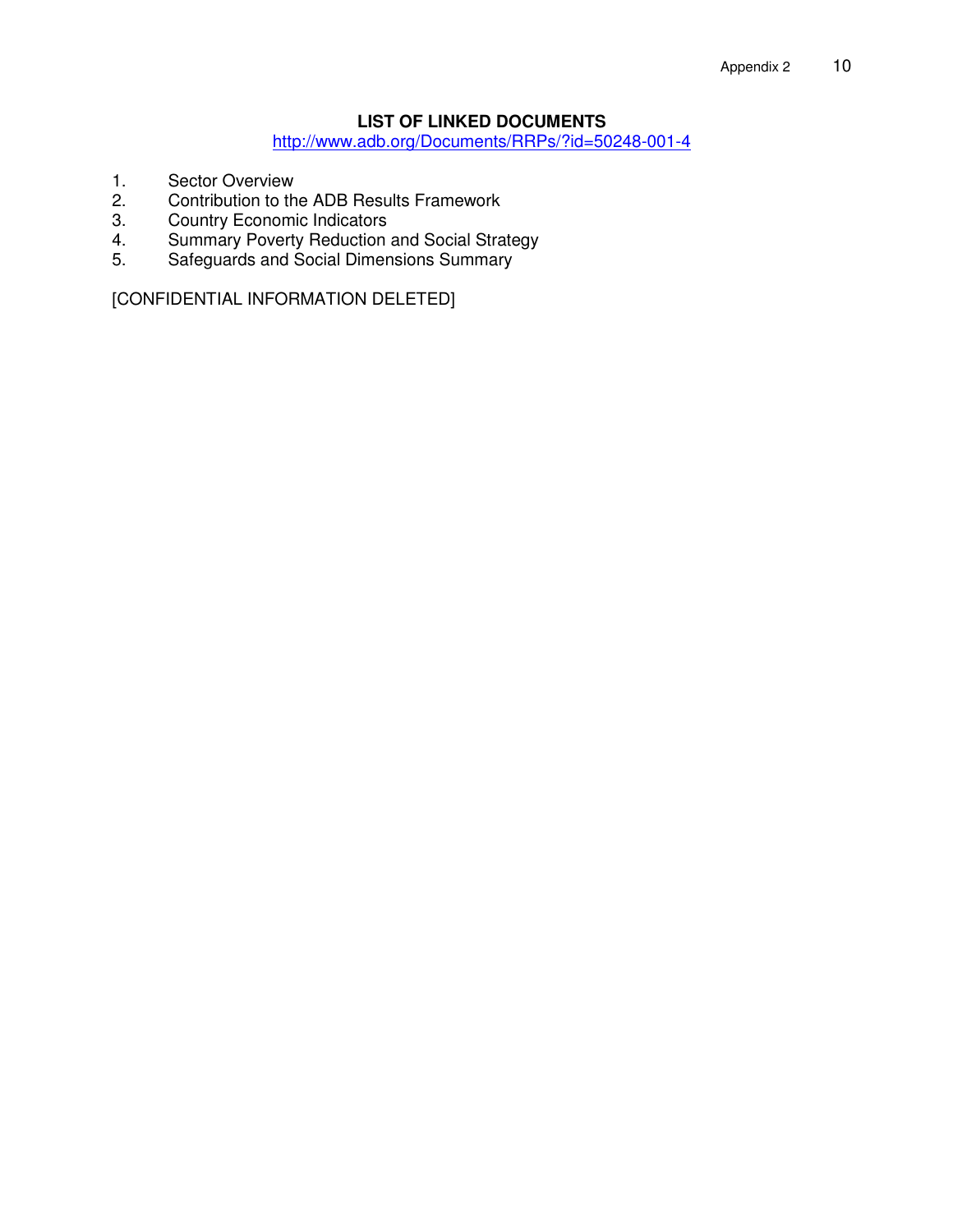## LIST OF LINKED DOCUMENTS

http://www.adb.org/Documents/RRPs/?id=50248-001-4

1. Sector Overview
2. Contribution to the ADB Results Framework
3. Country Economic Indicators
4. Summary Poverty Reduction and Social Strategy
5. Safeguards and Social Dimensions Summary

[CONFIDENTIAL INFORMATION DELETED]